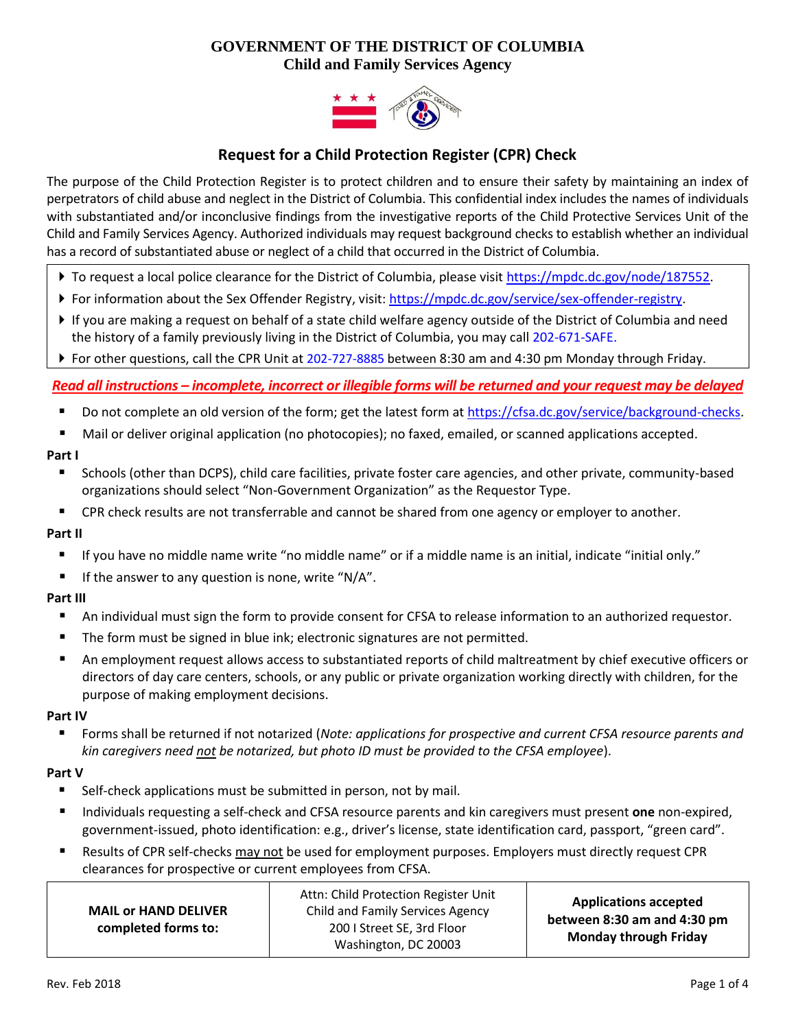**GOVERNMENT OF THE DISTRICT OF COLUMBIA**
**Child and Family Services Agency**

## Request for a Child Protection Register (CPR) Check

The purpose of the Child Protection Register is to protect children and to ensure their safety by maintaining an index of perpetrators of child abuse and neglect in the District of Columbia. This confidential index includes the names of individuals with substantiated and/or inconclusive findings from the investigative reports of the Child Protective Services Unit of the Child and Family Services Agency. Authorized individuals may request background checks to establish whether an individual has a record of substantiated abuse or neglect of a child that occurred in the District of Columbia.

- To request a local police clearance for the District of Columbia, please visit https://mpdc.dc.gov/node/187552.
- For information about the Sex Offender Registry, visit: https://mpdc.dc.gov/service/sex-offender-registry.
- If you are making a request on behalf of a state child welfare agency outside of the District of Columbia and need the history of a family previously living in the District of Columbia, you may call 202-671-SAFE.
- For other questions, call the CPR Unit at 202-727-8885 between 8:30 am and 4:30 pm Monday through Friday.

***Read all instructions – incomplete, incorrect or illegible forms will be returned and your request may be delayed***

- Do not complete an old version of the form; get the latest form at https://cfsa.dc.gov/service/background-checks.
- Mail or deliver original application (no photocopies); no faxed, emailed, or scanned applications accepted.

**Part I**

- Schools (other than DCPS), child care facilities, private foster care agencies, and other private, community-based organizations should select "Non-Government Organization" as the Requestor Type.
- CPR check results are not transferrable and cannot be shared from one agency or employer to another.

**Part II**

- If you have no middle name write "no middle name" or if a middle name is an initial, indicate "initial only."
- If the answer to any question is none, write "N/A".

**Part III**

- An individual must sign the form to provide consent for CFSA to release information to an authorized requestor.
- The form must be signed in blue ink; electronic signatures are not permitted.
- An employment request allows access to substantiated reports of child maltreatment by chief executive officers or directors of day care centers, schools, or any public or private organization working directly with children, for the purpose of making employment decisions.

**Part IV**

- Forms shall be returned if not notarized (*Note: applications for prospective and current CFSA resource parents and kin caregivers need not be notarized, but photo ID must be provided to the CFSA employee*).

**Part V**

- Self-check applications must be submitted in person, not by mail.
- Individuals requesting a self-check and CFSA resource parents and kin caregivers must present **one** non-expired, government-issued, photo identification: e.g., driver's license, state identification card, passport, "green card".
- Results of CPR self-checks may not be used for employment purposes. Employers must directly request CPR clearances for prospective or current employees from CFSA.

| **MAIL or HAND DELIVER completed forms to:** | Attn: Child Protection Register Unit<br>Child and Family Services Agency<br>200 I Street SE, 3rd Floor<br>Washington, DC 20003 | **Applications accepted between 8:30 am and 4:30 pm Monday through Friday** |
|---|---|---|

Rev. Feb 2018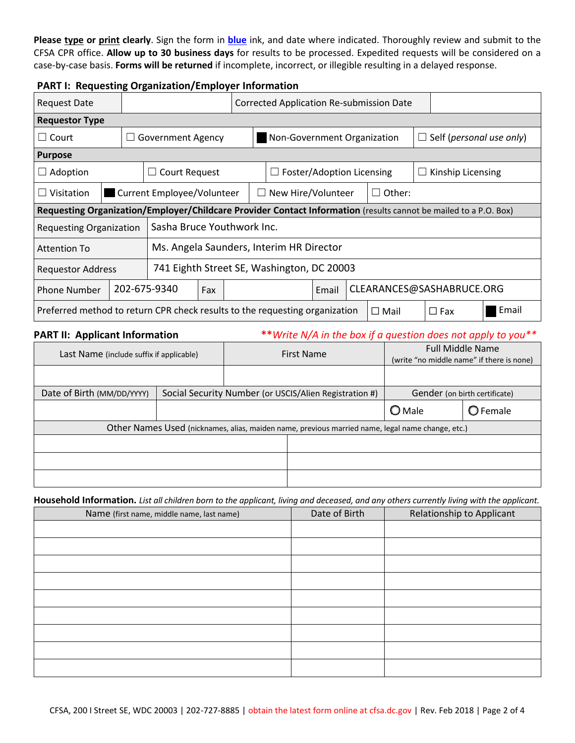**Please type or print clearly**. Sign the form in **blue** ink, and date where indicated. Thoroughly review and submit to the CFSA CPR office. **Allow up to 30 business days** for results to be processed. Expedited requests will be considered on a case-by-case basis. **Forms will be returned** if incomplete, incorrect, or illegible resulting in a delayed response.

## PART I: Requesting Organization/Employer Information

| Request Date | | Corrected Application Re-submission Date | |
|---|---|---|---|
| **Requestor Type** | | | |
| ☐ Court | ☐ Government Agency | ■ Non-Government Organization | ☐ Self (*personal use only*) |
| **Purpose** | | | |
| ☐ Adoption | ☐ Court Request | ☐ Foster/Adoption Licensing | ☐ Kinship Licensing |
| ☐ Visitation | ■ Current Employee/Volunteer | ☐ New Hire/Volunteer | ☐ Other: |

**Requesting Organization/Employer/Childcare Provider Contact Information** (results cannot be mailed to a P.O. Box)

| | |
|---|---|
| Requesting Organization | Sasha Bruce Youthwork Inc. |
| Attention To | Ms. Angela Saunders, Interim HR Director |
| Requestor Address | 741 Eighth Street SE, Washington, DC 20003 |
| Phone Number | 202-675-9340 |
| Fax | |
| Email | CLEARANCES@SASHABRUCE.ORG |
| Preferred method to return CPR check results to the requesting organization | ☐ Mail ☐ Fax ■ Email |

## PART II: Applicant Information

***Write N/A in the box if a question does not apply to you***

| Last Name (include suffix if applicable) | First Name | Full Middle Name (write "no middle name" if there is none) |
|---|---|---|
| | | |

| Date of Birth (MM/DD/YYYY) | Social Security Number (or USCIS/Alien Registration #) | Gender (on birth certificate) |
|---|---|---|
| | | ○ Male ○ Female |

**Other Names Used** (nicknames, alias, maiden name, previous married name, legal name change, etc.)

| | |
|---|---|
| | |
| | |
| | |

**Household Information.** *List all children born to the applicant, living and deceased, and any others currently living with the applicant.*

| Name (first name, middle name, last name) | Date of Birth | Relationship to Applicant |
|---|---|---|
| | | |
| | | |
| | | |
| | | |
| | | |
| | | |
| | | |
| | | |
| | | |

CFSA, 200 I Street SE, WDC 20003 | 202-727-8885 | obtain the latest form online at cfsa.dc.gov | Rev. Feb 2018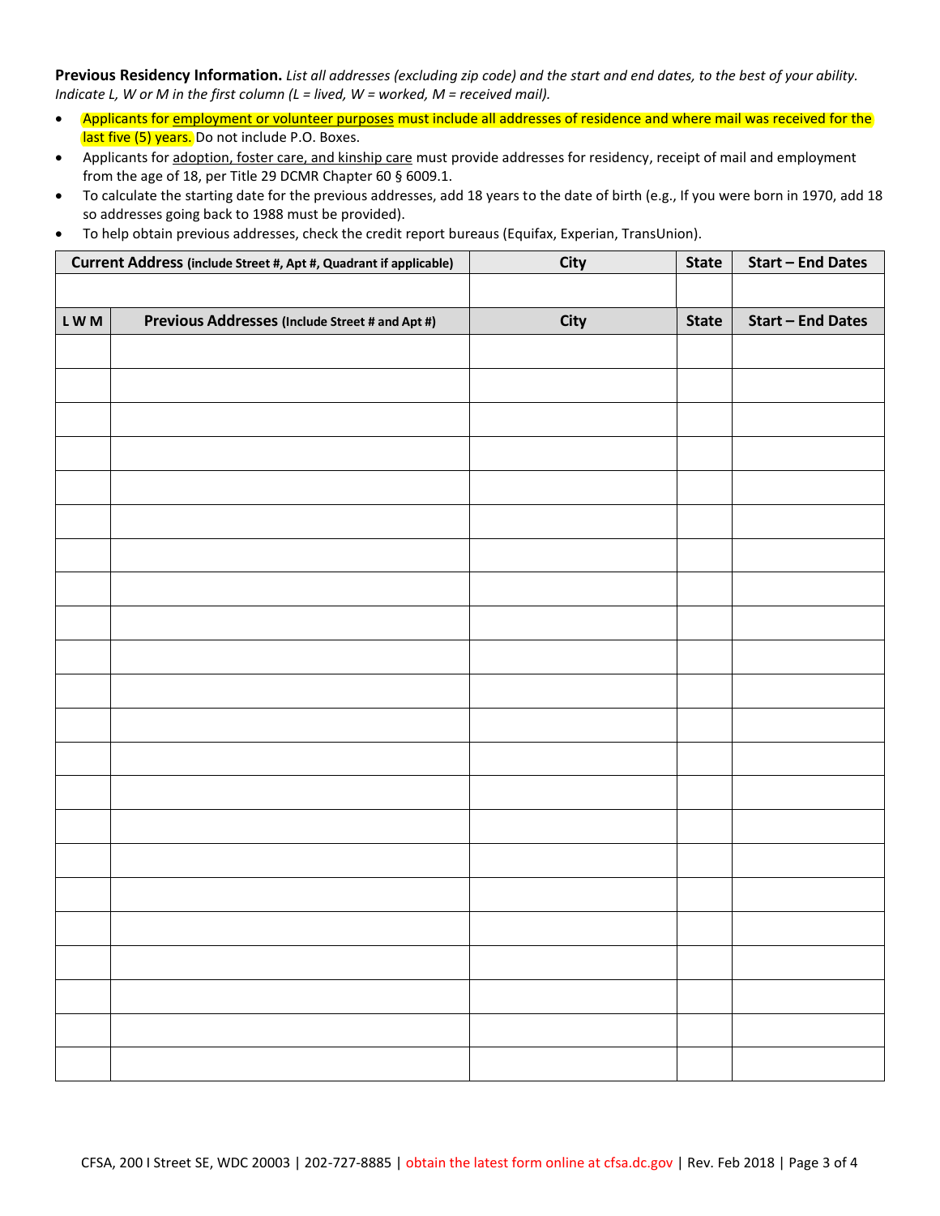**Previous Residency Information.** *List all addresses (excluding zip code) and the start and end dates, to the best of your ability. Indicate L, W or M in the first column (L = lived, W = worked, M = received mail).*

- Applicants for <u>employment or volunteer purposes</u> must include all addresses of residence and where mail was received for the last five (5) years. Do not include P.O. Boxes.
- Applicants for <u>adoption, foster care, and kinship care</u> must provide addresses for residency, receipt of mail and employment from the age of 18, per Title 29 DCMR Chapter 60 § 6009.1.
- To calculate the starting date for the previous addresses, add 18 years to the date of birth (e.g., If you were born in 1970, add 18 so addresses going back to 1988 must be provided).
- To help obtain previous addresses, check the credit report bureaus (Equifax, Experian, TransUnion).

| Current Address (include Street #, Apt #, Quadrant if applicable) | | City | State | Start – End Dates |
|---|---|---|---|---|
| | | | | |
| **L W M** | **Previous Addresses** (Include Street # and Apt #) | **City** | **State** | **Start – End Dates** |
| | | | | |
| | | | | |
| | | | | |
| | | | | |
| | | | | |
| | | | | |
| | | | | |
| | | | | |
| | | | | |
| | | | | |
| | | | | |
| | | | | |
| | | | | |
| | | | | |
| | | | | |
| | | | | |
| | | | | |
| | | | | |
| | | | | |
| | | | | |
| | | | | |
| | | | | |

CFSA, 200 I Street SE, WDC 20003 | 202-727-8885 | obtain the latest form online at cfsa.dc.gov | Rev. Feb 2018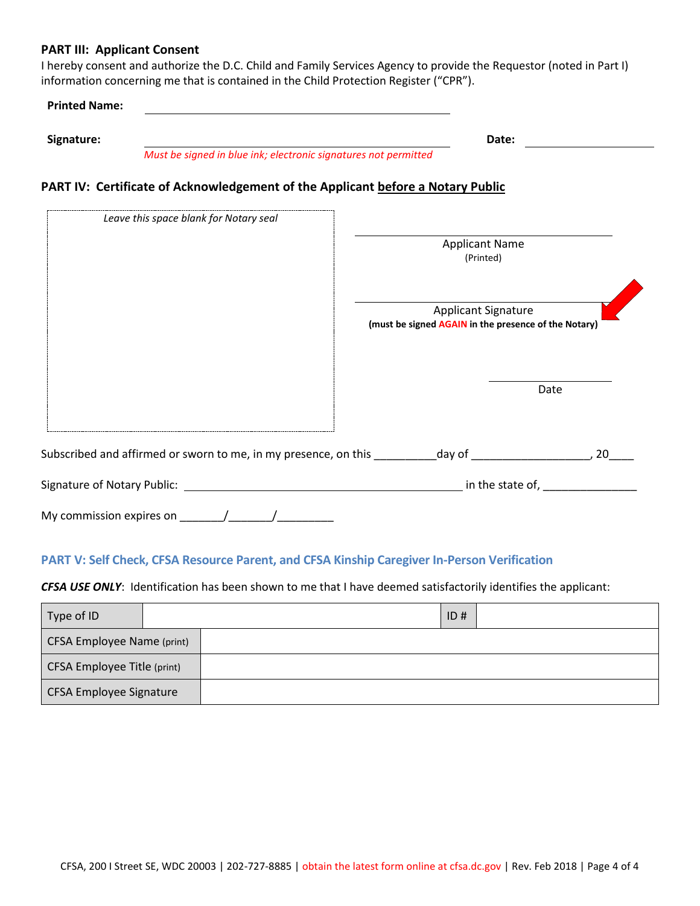## PART III: Applicant Consent

I hereby consent and authorize the D.C. Child and Family Services Agency to provide the Requestor (noted in Part I) information concerning me that is contained in the Child Protection Register ("CPR").

**Printed Name:** ______________________________________________

**Signature:** ______________________________________________ **Date:** ____________________

*Must be signed in blue ink; electronic signatures not permitted*

## PART IV: Certificate of Acknowledgement of the Applicant before a Notary Public

*Leave this space blank for Notary seal*

______________________________________
Applicant Name
(Printed)

______________________________________
Applicant Signature
**(must be signed AGAIN in the presence of the Notary)**

____________________
Date

Subscribed and affirmed or sworn to me, in my presence, on this __________day of ___________________, 20____

Signature of Notary Public: ____________________________________________ in the state of, _______________

My commission expires on _______/_______/_________

## PART V: Self Check, CFSA Resource Parent, and CFSA Kinship Caregiver In-Person Verification

***CFSA USE ONLY***: Identification has been shown to me that I have deemed satisfactorily identifies the applicant:

| | | | |
|---|---|---|---|
| Type of ID | | ID # | |
| CFSA Employee Name (print) | | | |
| CFSA Employee Title (print) | | | |
| CFSA Employee Signature | | | |

CFSA, 200 I Street SE, WDC 20003 | 202-727-8885 | obtain the latest form online at cfsa.dc.gov | Rev. Feb 2018